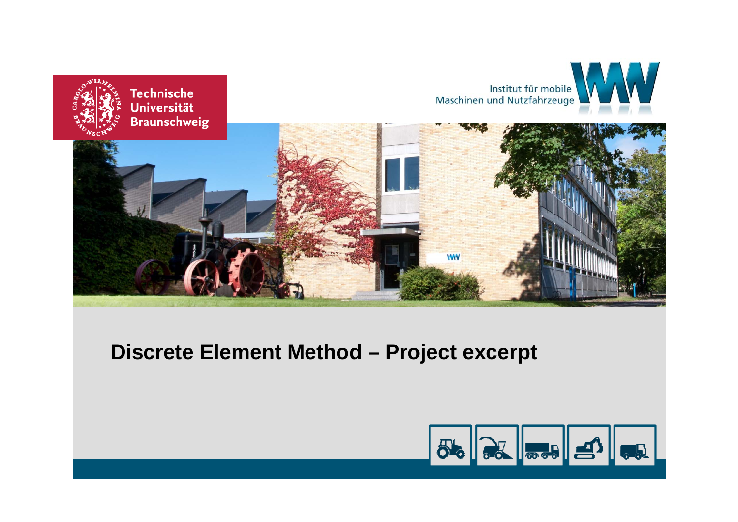Technische Universität Braunschweig

Institut für mobile Maschinen und Nutzfahrzeuge

# Discrete Element Method – Project excerpt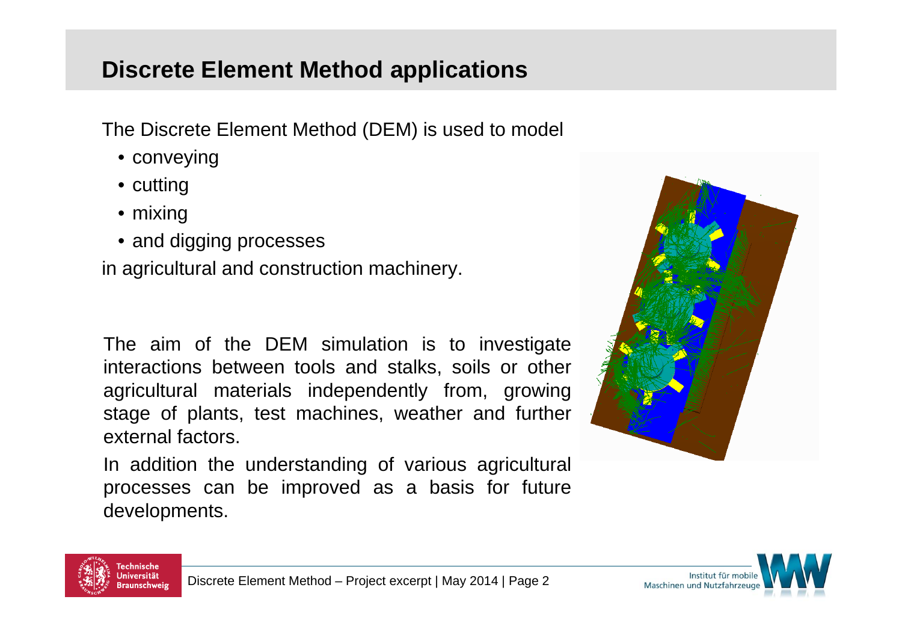# Discrete Element Method applications

The Discrete Element Method (DEM) is used to model

- conveying
- cutting
- mixing
- and digging processes

in agricultural and construction machinery.

The aim of the DEM simulation is to investigate interactions between tools and stalks, soils or other agricultural materials independently from, growing stage of plants, test machines, weather and further external factors.

In addition the understanding of various agricultural processes can be improved as a basis for future developments.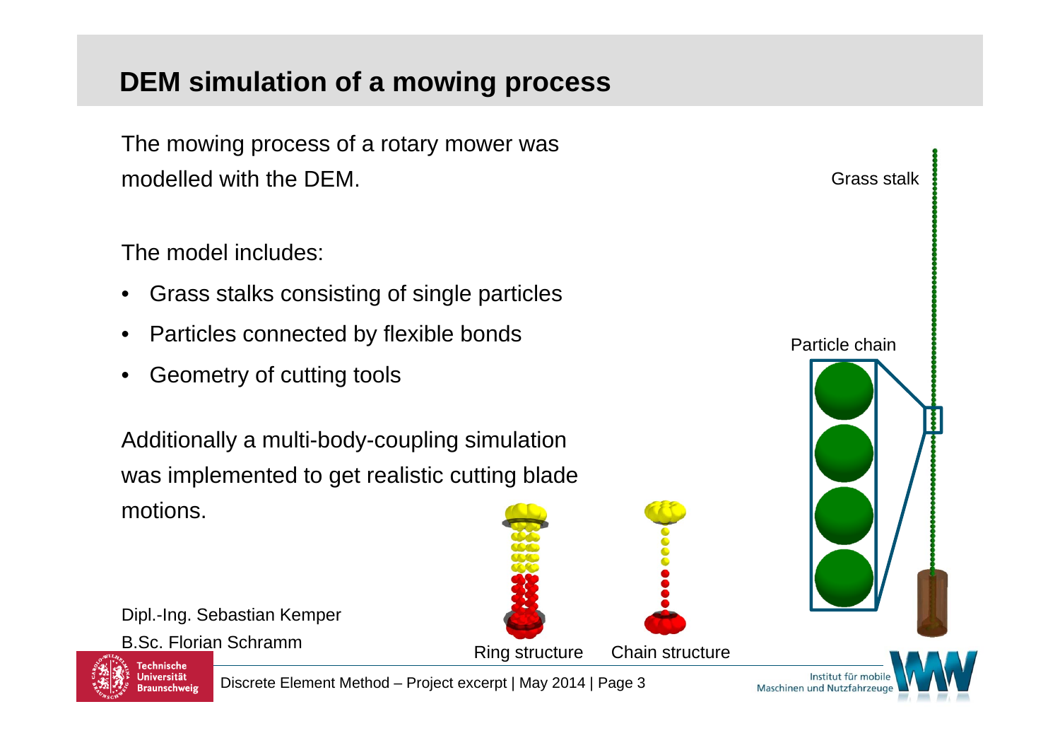# DEM simulation of a mowing process

The mowing process of a rotary mower was modelled with the DEM.

The model includes:

- Grass stalks consisting of single particles
- Particles connected by flexible bonds
- Geometry of cutting tools

Additionally a multi-body-coupling simulation was implemented to get realistic cutting blade motions.

Grass stalk

Particle chain

Ring structure

Chain structure

Dipl.-Ing. Sebastian Kemper

B.Sc. Florian Schramm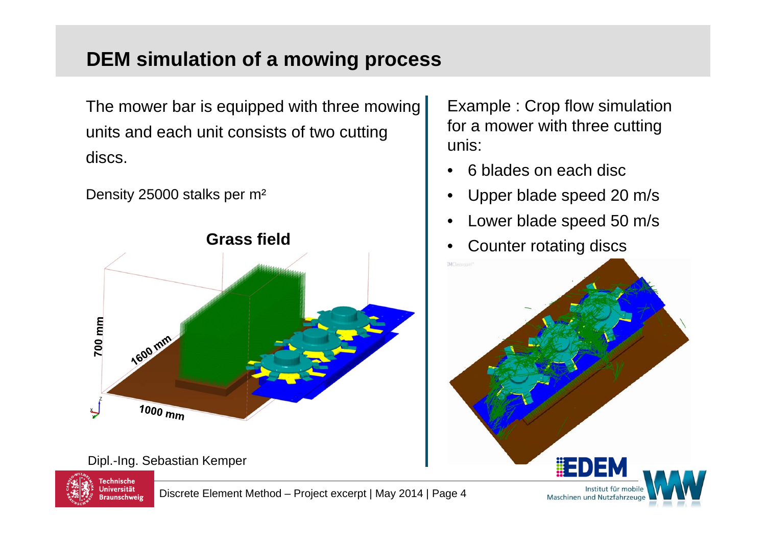## DEM simulation of a mowing process

The mower bar is equipped with three mowing units and each unit consists of two cutting discs.

Density 25000 stalks per m²

**Grass field**

700 mm

1600 mm

1000 mm

Dipl.-Ing. Sebastian Kemper

Example : Crop flow simulation for a mower with three cutting unis:

- 6 blades on each disc
- Upper blade speed 20 m/s
- Lower blade speed 50 m/s
- Counter rotating discs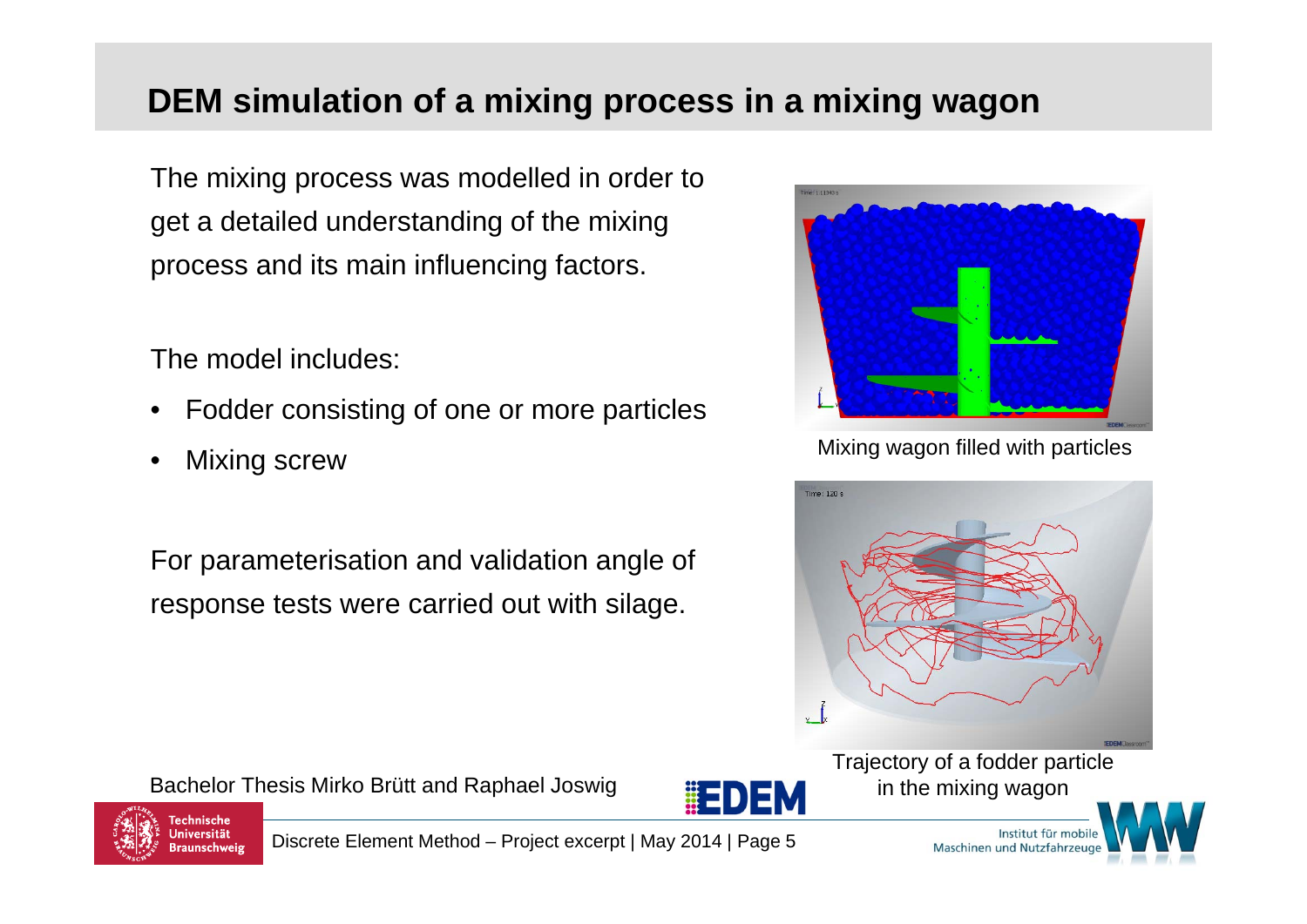# DEM simulation of a mixing process in a mixing wagon

The mixing process was modelled in order to get a detailed understanding of the mixing process and its main influencing factors.

The model includes:

- Fodder consisting of one or more particles
- Mixing screw

For parameterisation and validation angle of response tests were carried out with silage.

Mixing wagon filled with particles

Trajectory of a fodder particle in the mixing wagon

Bachelor Thesis Mirko Brütt and Raphael Joswig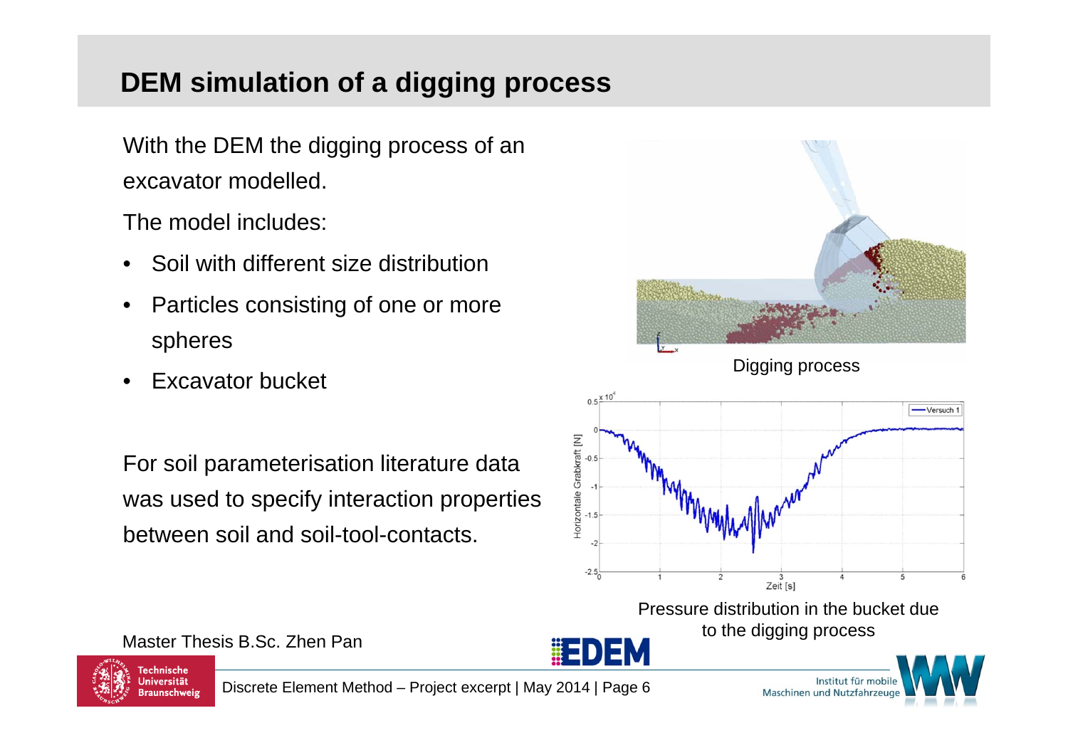# DEM simulation of a digging process

With the DEM the digging process of an excavator modelled.

The model includes:

- Soil with different size distribution
- Particles consisting of one or more spheres
- Excavator bucket

For soil parameterisation literature data was used to specify interaction properties between soil and soil-tool-contacts.

Digging process

Pressure distribution in the bucket due to the digging process

Master Thesis B.Sc. Zhen Pan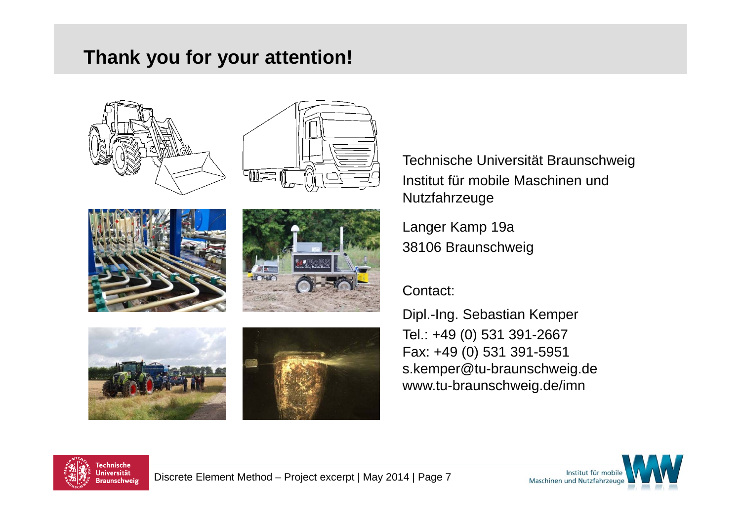## Thank you for your attention!

Technische Universität Braunschweig
Institut für mobile Maschinen und Nutzfahrzeuge

Langer Kamp 19a
38106 Braunschweig

Contact:

Dipl.-Ing. Sebastian Kemper
Tel.: +49 (0) 531 391-2667
Fax: +49 (0) 531 391-5951
s.kemper@tu-braunschweig.de
www.tu-braunschweig.de/imn